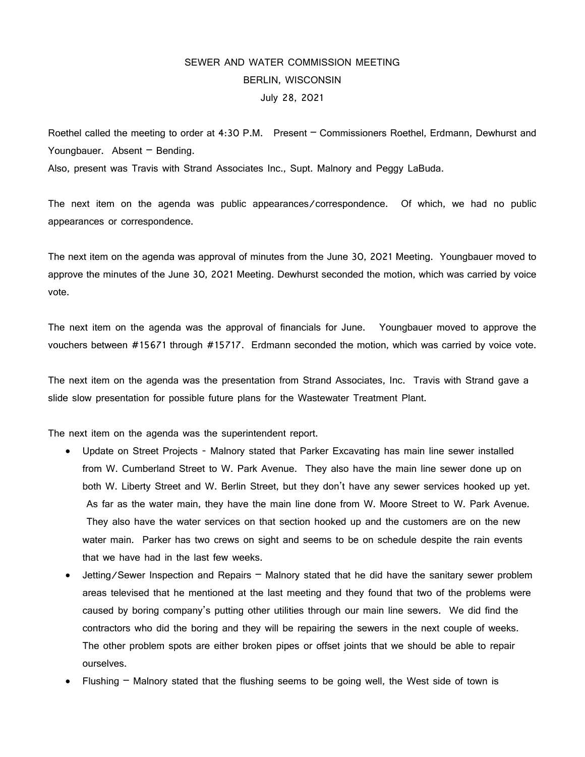# SEWER AND WATER COMMISSION MEETING
## BERLIN, WISCONSIN
### July 28, 2021

Roethel called the meeting to order at 4:30 P.M. Present – Commissioners Roethel, Erdmann, Dewhurst and Youngbauer. Absent – Bending.
Also, present was Travis with Strand Associates Inc., Supt. Malnory and Peggy LaBuda.

The next item on the agenda was public appearances/correspondence. Of which, we had no public appearances or correspondence.

The next item on the agenda was approval of minutes from the June 30, 2021 Meeting. Youngbauer moved to approve the minutes of the June 30, 2021 Meeting. Dewhurst seconded the motion, which was carried by voice vote.

The next item on the agenda was the approval of financials for June. Youngbauer moved to approve the vouchers between #15671 through #15717. Erdmann seconded the motion, which was carried by voice vote.

The next item on the agenda was the presentation from Strand Associates, Inc. Travis with Strand gave a slide slow presentation for possible future plans for the Wastewater Treatment Plant.

The next item on the agenda was the superintendent report.

- Update on Street Projects - Malnory stated that Parker Excavating has main line sewer installed from W. Cumberland Street to W. Park Avenue. They also have the main line sewer done up on both W. Liberty Street and W. Berlin Street, but they don't have any sewer services hooked up yet. As far as the water main, they have the main line done from W. Moore Street to W. Park Avenue. They also have the water services on that section hooked up and the customers are on the new water main. Parker has two crews on sight and seems to be on schedule despite the rain events that we have had in the last few weeks.
- Jetting/Sewer Inspection and Repairs – Malnory stated that he did have the sanitary sewer problem areas televised that he mentioned at the last meeting and they found that two of the problems were caused by boring company's putting other utilities through our main line sewers. We did find the contractors who did the boring and they will be repairing the sewers in the next couple of weeks. The other problem spots are either broken pipes or offset joints that we should be able to repair ourselves.
- Flushing – Malnory stated that the flushing seems to be going well, the West side of town is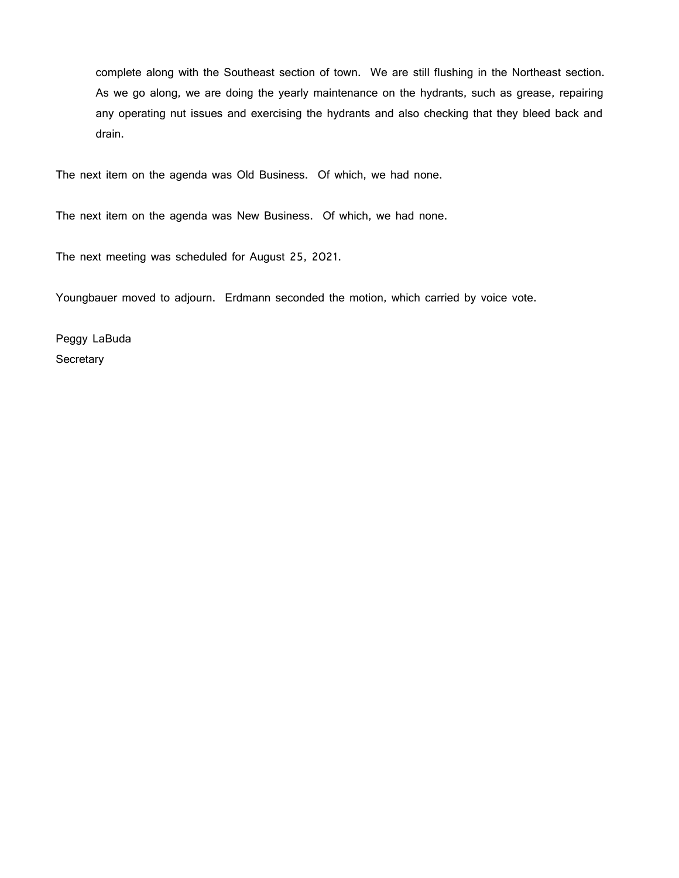complete along with the Southeast section of town. We are still flushing in the Northeast section. As we go along, we are doing the yearly maintenance on the hydrants, such as grease, repairing any operating nut issues and exercising the hydrants and also checking that they bleed back and drain.

The next item on the agenda was Old Business. Of which, we had none.

The next item on the agenda was New Business. Of which, we had none.

The next meeting was scheduled for August 25, 2021.

Youngbauer moved to adjourn. Erdmann seconded the motion, which carried by voice vote.

Peggy LaBuda
Secretary